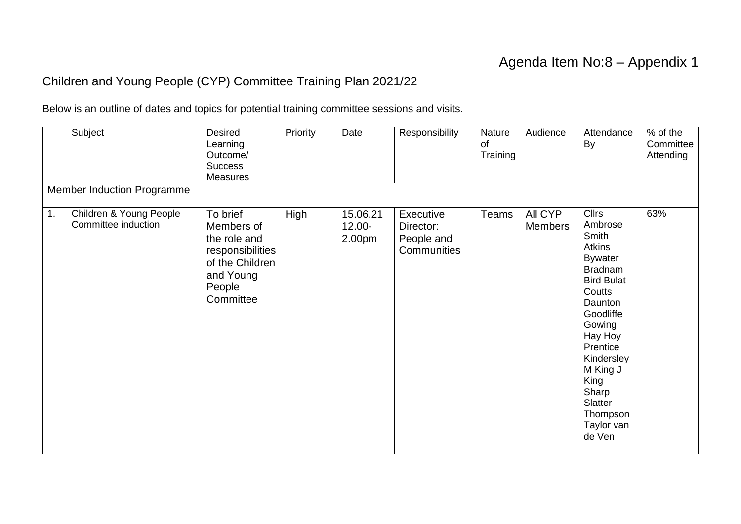Agenda Item No:8 – Appendix 1

# Children and Young People (CYP) Committee Training Plan 2021/22

Below is an outline of dates and topics for potential training committee sessions and visits.

| | Subject | Desired Learning Outcome/ Success Measures | Priority | Date | Responsibility | Nature of Training | Audience | Attendance By | % of the Committee Attending |
|---|---|---|---|---|---|---|---|---|---|
| Member Induction Programme | | | | | | | | | |
| 1. | Children & Young People Committee induction | To brief Members of the role and responsibilities of the Children and Young People Committee | High | 15.06.21 12.00-2.00pm | Executive Director: People and Communities | Teams | All CYP Members | Cllrs Ambrose Smith Atkins Bywater Bradnam Bird Bulat Coutts Daunton Goodliffe Gowing Hay Hoy Prentice Kindersley M King J King Sharp Slatter Thompson Taylor van de Ven | 63% |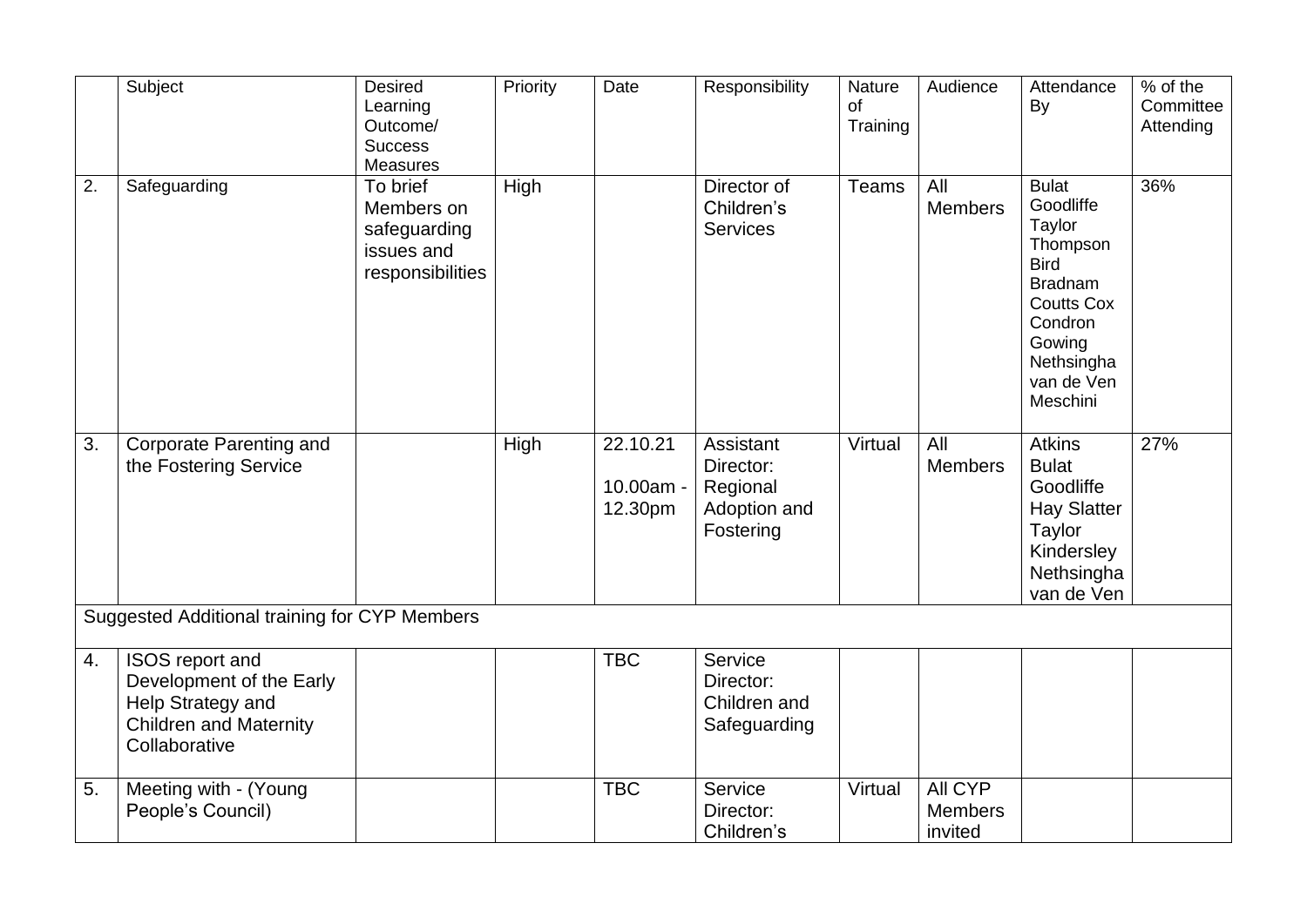| | Subject | Desired Learning Outcome/ Success Measures | Priority | Date | Responsibility | Nature of Training | Audience | Attendance By | % of the Committee Attending |
|---|---|---|---|---|---|---|---|---|---|
| 2. | Safeguarding | To brief Members on safeguarding issues and responsibilities | High | | Director of Children's Services | Teams | All Members | Bulat<br>Goodliffe<br>Taylor<br>Thompson<br>Bird<br>Bradnam<br>Coutts Cox<br>Condron<br>Gowing<br>Nethsingha<br>van de Ven<br>Meschini | 36% |
| 3. | Corporate Parenting and the Fostering Service | | High | 22.10.21<br>10.00am - 12.30pm | Assistant Director: Regional Adoption and Fostering | Virtual | All Members | Atkins<br>Bulat<br>Goodliffe<br>Hay Slatter<br>Taylor<br>Kindersley<br>Nethsingha<br>van de Ven | 27% |
| Suggested Additional training for CYP Members | | | | | | | | | |
| 4. | ISOS report and Development of the Early Help Strategy and Children and Maternity Collaborative | | | TBC | Service Director: Children and Safeguarding | | | | |
| 5. | Meeting with - (Young People's Council) | | | TBC | Service Director: Children's | Virtual | All CYP Members invited | | |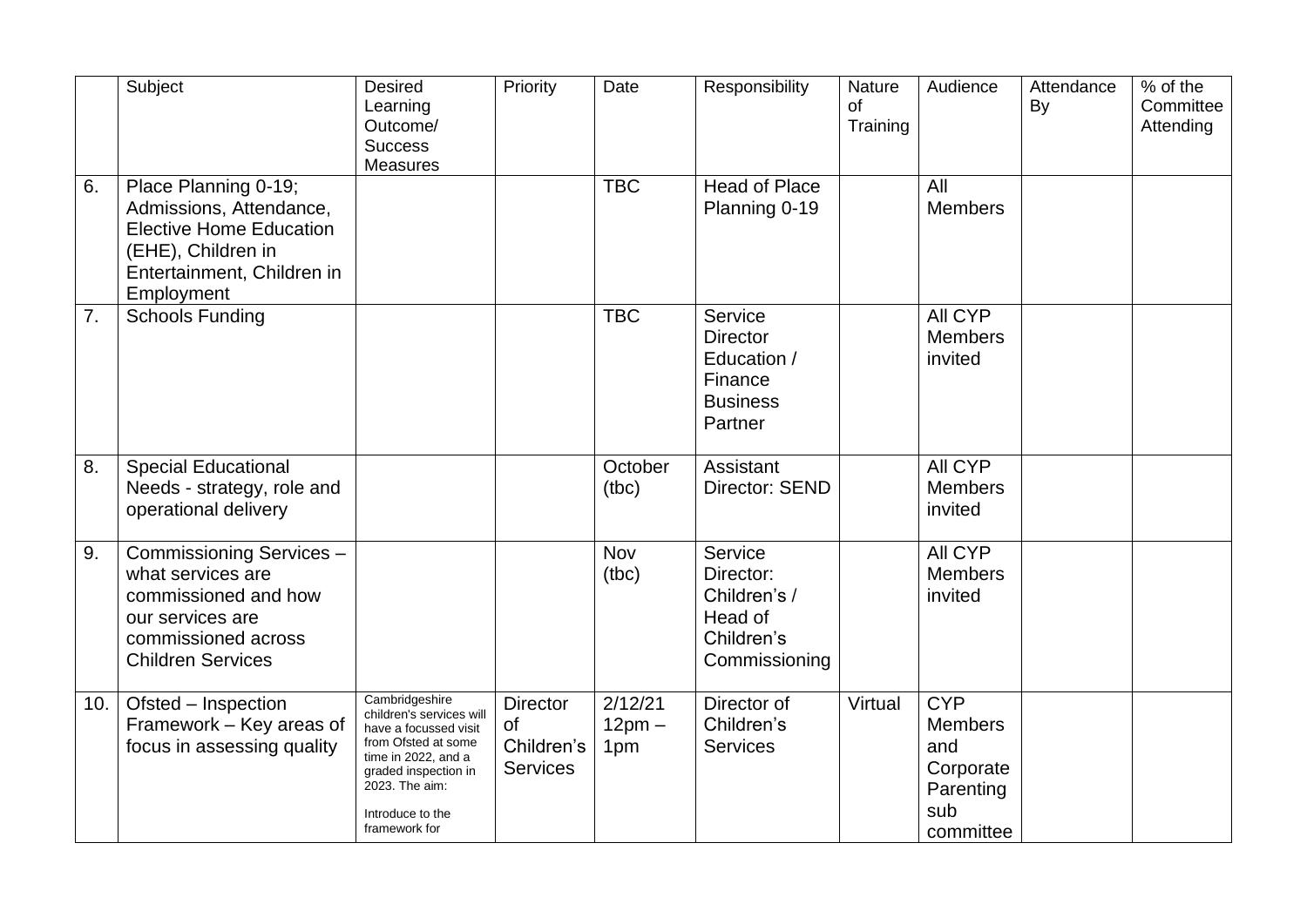| | Subject | Desired Learning Outcome/ Success Measures | Priority | Date | Responsibility | Nature of Training | Audience | Attendance By | % of the Committee Attending |
|---|---|---|---|---|---|---|---|---|---|
| 6. | Place Planning 0-19; Admissions, Attendance, Elective Home Education (EHE), Children in Entertainment, Children in Employment | | | TBC | Head of Place Planning 0-19 | | All Members | | |
| 7. | Schools Funding | | | TBC | Service Director Education / Finance Business Partner | | All CYP Members invited | | |
| 8. | Special Educational Needs - strategy, role and operational delivery | | | October (tbc) | Assistant Director: SEND | | All CYP Members invited | | |
| 9. | Commissioning Services – what services are commissioned and how our services are commissioned across Children Services | | | Nov (tbc) | Service Director: Children's / Head of Children's Commissioning | | All CYP Members invited | | |
| 10. | Ofsted – Inspection Framework – Key areas of focus in assessing quality | Cambridgeshire children's services will have a focussed visit from Ofsted at some time in 2022, and a graded inspection in 2023. The aim:<br><br>Introduce to the framework for | Director of Children's Services | 2/12/21 12pm – 1pm | Director of Children's Services | Virtual | CYP Members and Corporate Parenting sub committee | | |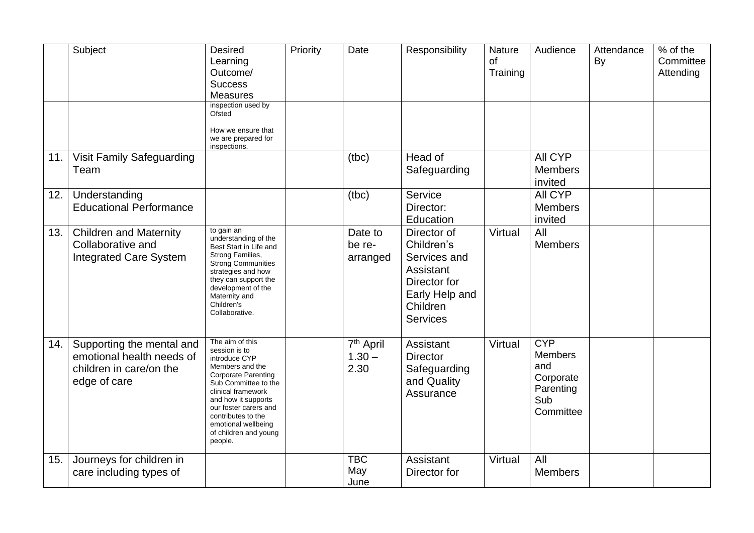| | Subject | Desired Learning Outcome/ Success Measures | Priority | Date | Responsibility | Nature of Training | Audience | Attendance By | % of the Committee Attending |
|---|---|---|---|---|---|---|---|---|---|
| | | inspection used by Ofsted<br><br>How we ensure that we are prepared for inspections. | | | | | | | |
| 11. | Visit Family Safeguarding Team | | | (tbc) | Head of Safeguarding | | All CYP Members invited | | |
| 12. | Understanding Educational Performance | | | (tbc) | Service Director: Education | | All CYP Members invited | | |
| 13. | Children and Maternity Collaborative and Integrated Care System | to gain an understanding of the Best Start in Life and Strong Families, Strong Communities strategies and how they can support the development of the Maternity and Children's Collaborative. | | Date to be re-arranged | Director of Children's Services and Assistant Director for Early Help and Children Services | Virtual | All Members | | |
| 14. | Supporting the mental and emotional health needs of children in care/on the edge of care | The aim of this session is to introduce CYP Members and the Corporate Parenting Sub Committee to the clinical framework and how it supports our foster carers and contributes to the emotional wellbeing of children and young people. | | 7th April 1.30 – 2.30 | Assistant Director Safeguarding and Quality Assurance | Virtual | CYP Members and Corporate Parenting Sub Committee | | |
| 15. | Journeys for children in care including types of | | | TBC May June | Assistant Director for | Virtual | All Members | | |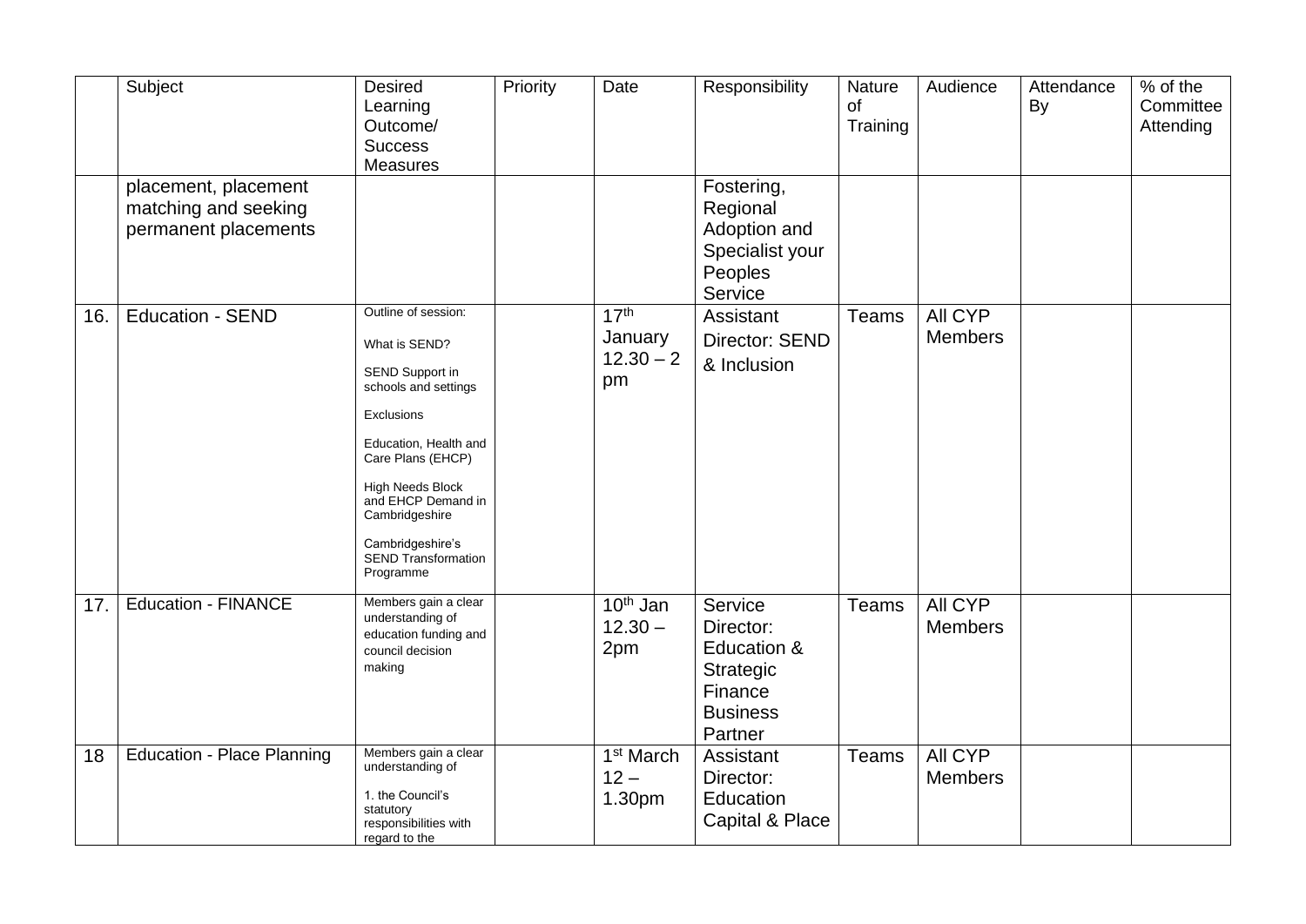| | Subject | Desired Learning Outcome/ Success Measures | Priority | Date | Responsibility | Nature of Training | Audience | Attendance By | % of the Committee Attending |
|---|---|---|---|---|---|---|---|---|---|
| | placement, placement matching and seeking permanent placements | | | | Fostering, Regional Adoption and Specialist your Peoples Service | | | | |
| 16. | Education - SEND | Outline of session:<br><br>What is SEND?<br><br>SEND Support in schools and settings<br><br>Exclusions<br><br>Education, Health and Care Plans (EHCP)<br><br>High Needs Block and EHCP Demand in Cambridgeshire<br><br>Cambridgeshire's SEND Transformation Programme | | 17th January 12.30 – 2 pm | Assistant Director: SEND & Inclusion | Teams | All CYP Members | | |
| 17. | Education - FINANCE | Members gain a clear understanding of education funding and council decision making | | 10th Jan 12.30 – 2pm | Service Director: Education & Strategic Finance Business Partner | Teams | All CYP Members | | |
| 18 | Education - Place Planning | Members gain a clear understanding of<br><br>1. the Council's statutory responsibilities with regard to the | | 1st March 12 – 1.30pm | Assistant Director: Education Capital & Place | Teams | All CYP Members | | |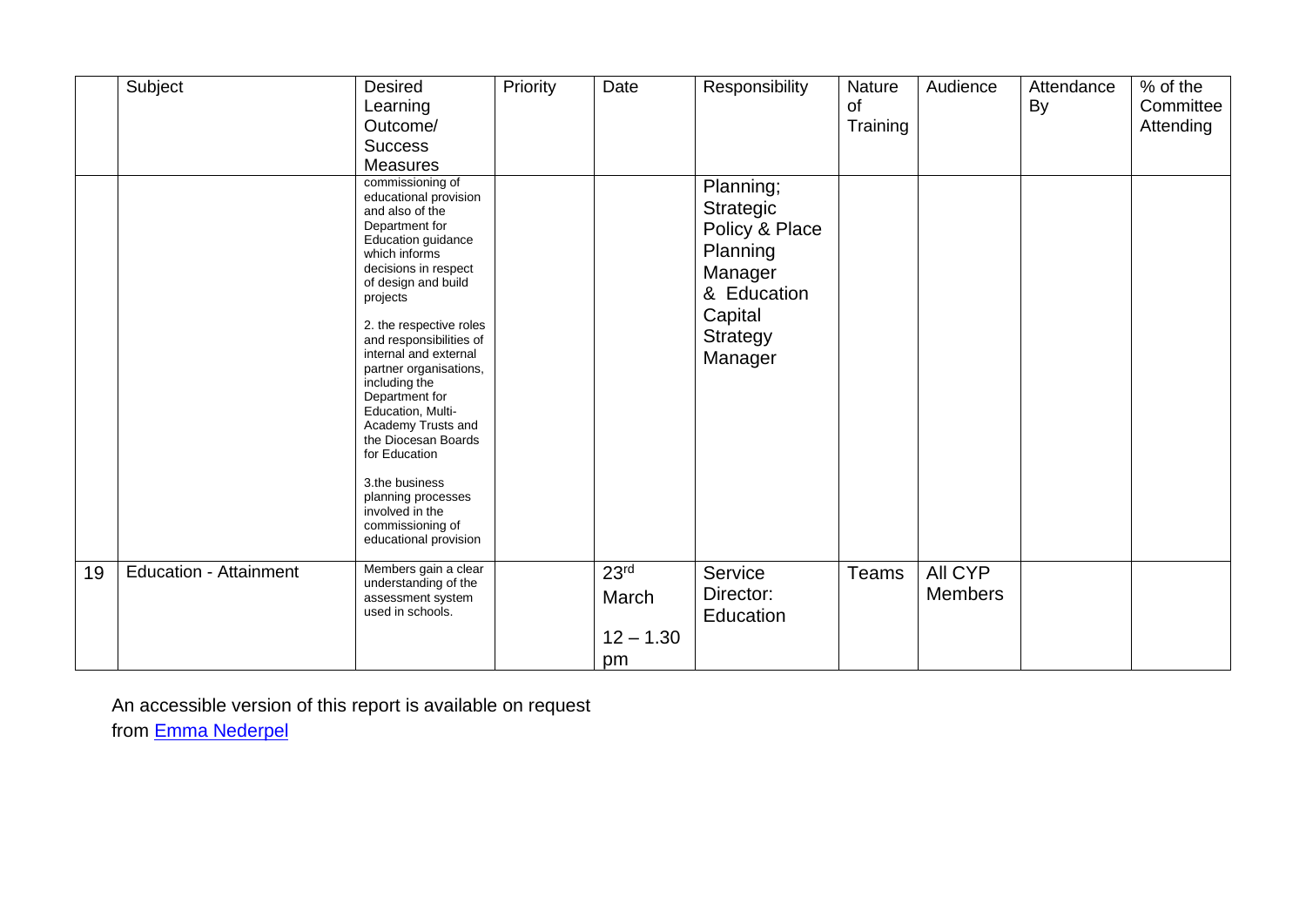| | Subject | Desired Learning Outcome/ Success Measures | Priority | Date | Responsibility | Nature of Training | Audience | Attendance By | % of the Committee Attending |
|---|---|---|---|---|---|---|---|---|---|
| | | commissioning of educational provision and also of the Department for Education guidance which informs decisions in respect of design and build projects<br><br>2. the respective roles and responsibilities of internal and external partner organisations, including the Department for Education, Multi-Academy Trusts and the Diocesan Boards for Education<br><br>3.the business planning processes involved in the commissioning of educational provision | | | Planning; Strategic Policy & Place Planning Manager & Education Capital Strategy Manager | | | | |
| 19 | Education - Attainment | Members gain a clear understanding of the assessment system used in schools. | | 23rd March<br><br>12 – 1.30 pm | Service Director: Education | Teams | All CYP Members | | |

An accessible version of this report is available on request from Emma Nederpel